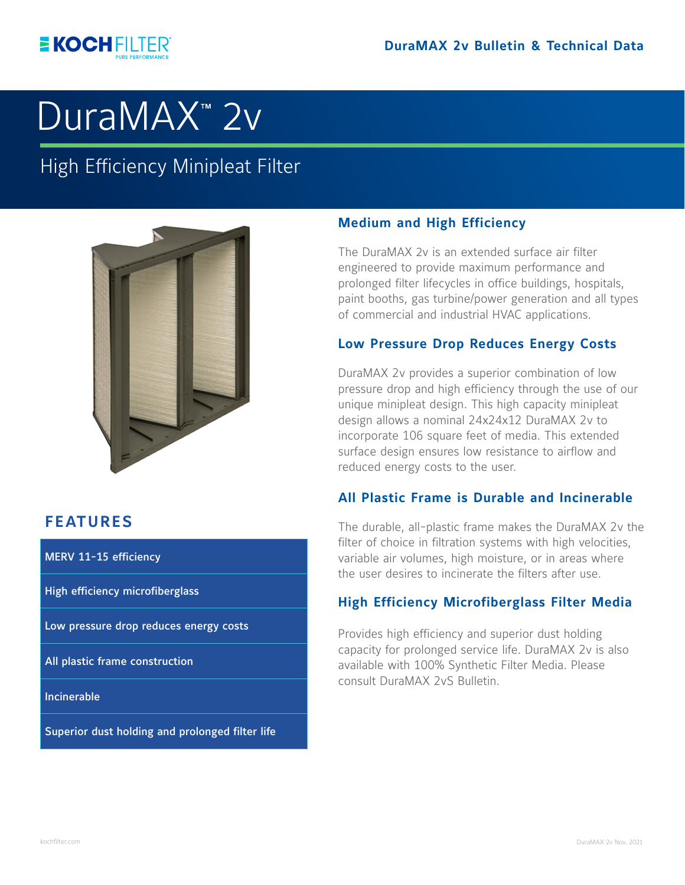# DuraMAX™ 2v

## High Efficiency Minipleat Filter

### Medium and High Efficiency

The DuraMAX 2v is an extended surface air filter engineered to provide maximum performance and prolonged filter lifecycles in office buildings, hospitals, paint booths, gas turbine/power generation and all types of commercial and industrial HVAC applications.

### Low Pressure Drop Reduces Energy Costs

DuraMAX 2v provides a superior combination of low pressure drop and high efficiency through the use of our unique minipleat design. This high capacity minipleat design allows a nominal 24x24x12 DuraMAX 2v to incorporate 106 square feet of media. This extended surface design ensures low resistance to airflow and reduced energy costs to the user.

### All Plastic Frame is Durable and Incinerable

The durable, all-plastic frame makes the DuraMAX 2v the filter of choice in filtration systems with high velocities, variable air volumes, high moisture, or in areas where the user desires to incinerate the filters after use.

### High Efficiency Microfiberglass Filter Media

Provides high efficiency and superior dust holding capacity for prolonged service life. DuraMAX 2v is also available with 100% Synthetic Filter Media. Please consult DuraMAX 2vS Bulletin.

## FEATURES

- MERV 11-15 efficiency
- High efficiency microfiberglass
- Low pressure drop reduces energy costs
- All plastic frame construction
- Incinerable
- Superior dust holding and prolonged filter life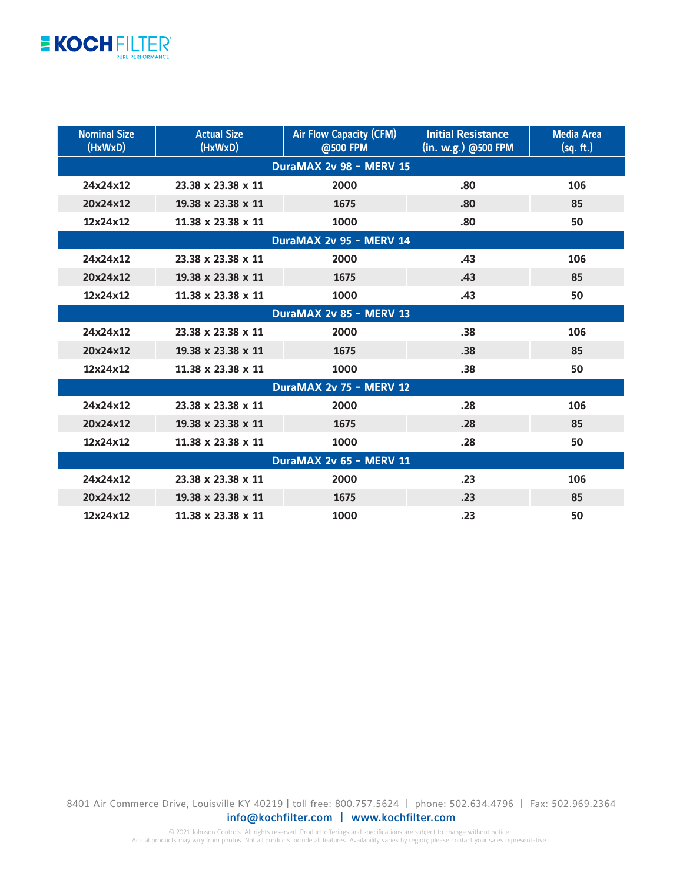| Nominal Size (HxWxD) | Actual Size (HxWxD) | Air Flow Capacity (CFM) @500 FPM | Initial Resistance (in. w.g.) @500 FPM | Media Area (sq. ft.) |
|---|---|---|---|---|
| **DuraMAX 2v 98 - MERV 15** | | | | |
| 24x24x12 | 23.38 x 23.38 x 11 | 2000 | .80 | 106 |
| 20x24x12 | 19.38 x 23.38 x 11 | 1675 | .80 | 85 |
| 12x24x12 | 11.38 x 23.38 x 11 | 1000 | .80 | 50 |
| **DuraMAX 2v 95 - MERV 14** | | | | |
| 24x24x12 | 23.38 x 23.38 x 11 | 2000 | .43 | 106 |
| 20x24x12 | 19.38 x 23.38 x 11 | 1675 | .43 | 85 |
| 12x24x12 | 11.38 x 23.38 x 11 | 1000 | .43 | 50 |
| **DuraMAX 2v 85 - MERV 13** | | | | |
| 24x24x12 | 23.38 x 23.38 x 11 | 2000 | .38 | 106 |
| 20x24x12 | 19.38 x 23.38 x 11 | 1675 | .38 | 85 |
| 12x24x12 | 11.38 x 23.38 x 11 | 1000 | .38 | 50 |
| **DuraMAX 2v 75 - MERV 12** | | | | |
| 24x24x12 | 23.38 x 23.38 x 11 | 2000 | .28 | 106 |
| 20x24x12 | 19.38 x 23.38 x 11 | 1675 | .28 | 85 |
| 12x24x12 | 11.38 x 23.38 x 11 | 1000 | .28 | 50 |
| **DuraMAX 2v 65 - MERV 11** | | | | |
| 24x24x12 | 23.38 x 23.38 x 11 | 2000 | .23 | 106 |
| 20x24x12 | 19.38 x 23.38 x 11 | 1675 | .23 | 85 |
| 12x24x12 | 11.38 x 23.38 x 11 | 1000 | .23 | 50 |

8401 Air Commerce Drive, Louisville KY 40219 | toll free: 800.757.5624 | phone: 502.634.4796 | Fax: 502.969.2364

info@kochfilter.com | www.kochfilter.com

© 2021 Johnson Controls. All rights reserved. Product offerings and specifications are subject to change without notice.
Actual products may vary from photos. Not all products include all features. Availability varies by region; please contact your sales representative.